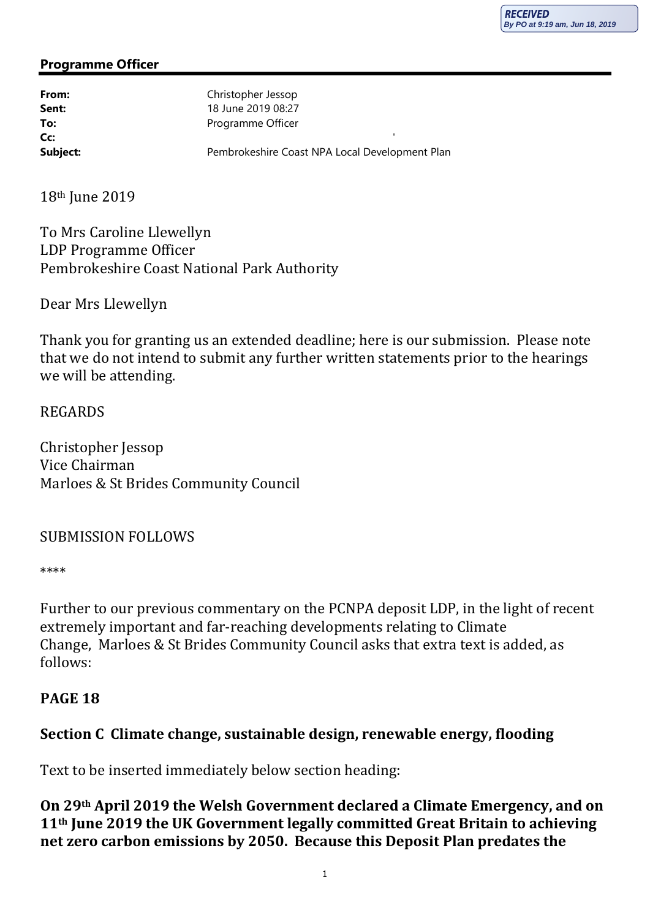RECEIVED
By PO at 9:19 am, Jun 18, 2019

**Programme Officer**

| | |
|---|---|
| **From:** | Christopher Jessop |
| **Sent:** | 18 June 2019 08:27 |
| **To:** | Programme Officer |
| **Cc:** | |
| **Subject:** | Pembrokeshire Coast NPA Local Development Plan |

18th June 2019

To Mrs Caroline Llewellyn
LDP Programme Officer
Pembrokeshire Coast National Park Authority

Dear Mrs Llewellyn

Thank you for granting us an extended deadline; here is our submission. Please note that we do not intend to submit any further written statements prior to the hearings we will be attending.

REGARDS

Christopher Jessop
Vice Chairman
Marloes & St Brides Community Council

SUBMISSION FOLLOWS

****

Further to our previous commentary on the PCNPA deposit LDP, in the light of recent extremely important and far-reaching developments relating to Climate Change, Marloes & St Brides Community Council asks that extra text is added, as follows:

**PAGE 18**

**Section C Climate change, sustainable design, renewable energy, flooding**

Text to be inserted immediately below section heading:

**On 29th April 2019 the Welsh Government declared a Climate Emergency, and on 11th June 2019 the UK Government legally committed Great Britain to achieving net zero carbon emissions by 2050. Because this Deposit Plan predates the**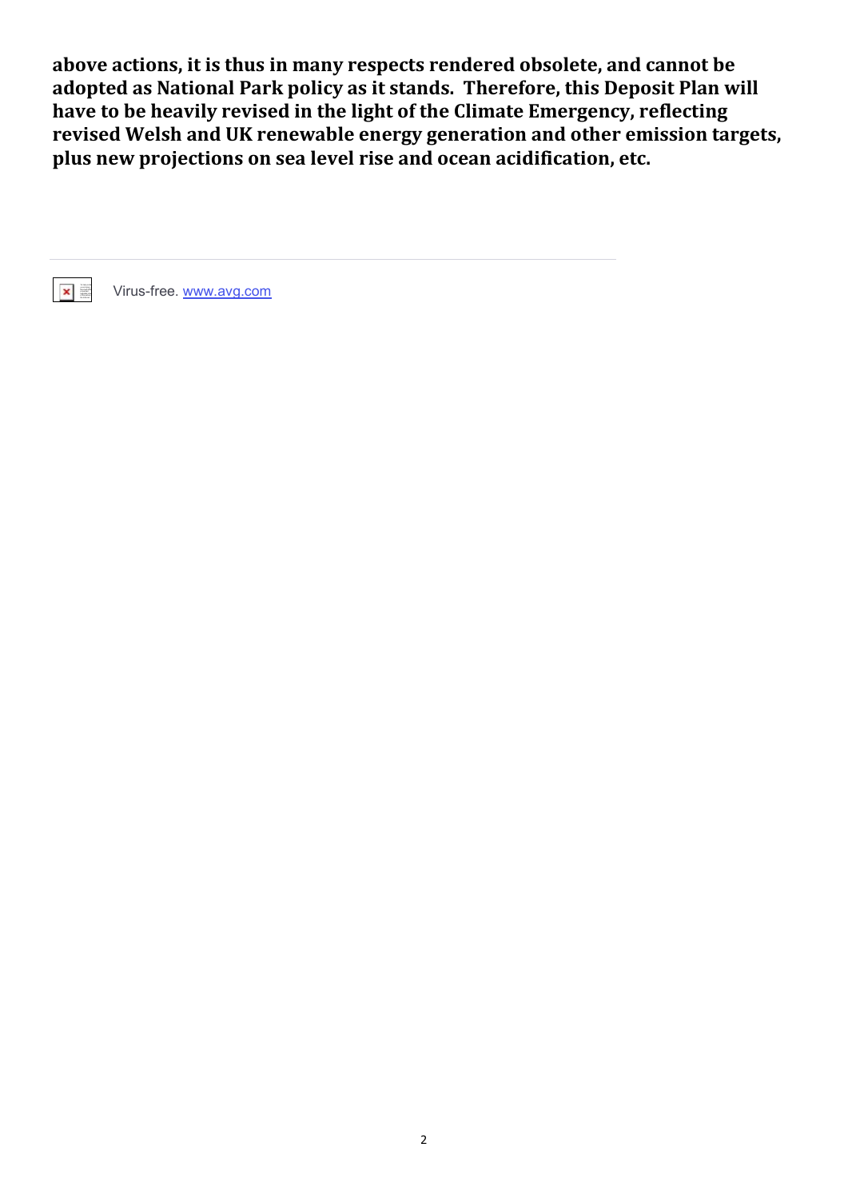**above actions, it is thus in many respects rendered obsolete, and cannot be adopted as National Park policy as it stands. Therefore, this Deposit Plan will have to be heavily revised in the light of the Climate Emergency, reflecting revised Welsh and UK renewable energy generation and other emission targets, plus new projections on sea level rise and ocean acidification, etc.**

---

Virus-free. www.avg.com